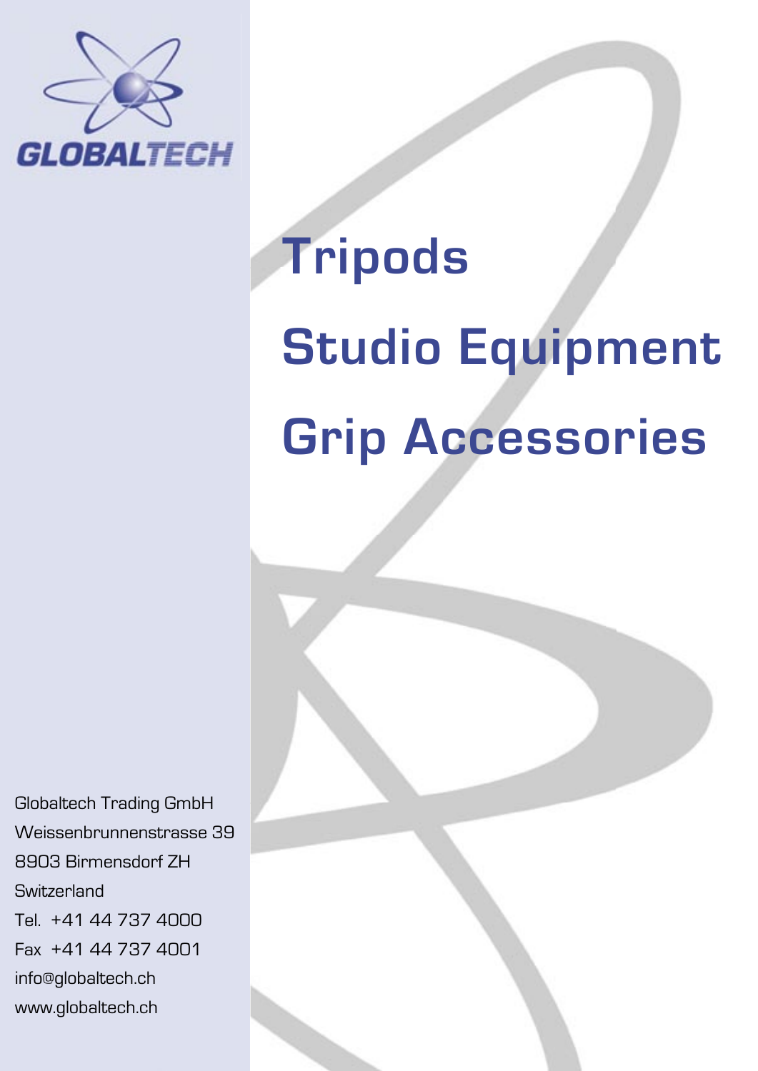GLOBALTECH

# Tripods

# Studio Equipment

# Grip Accessories

Globaltech Trading GmbH
Weissenbrunnenstrasse 39
8903 Birmensdorf ZH
Switzerland
Tel. +41 44 737 4000
Fax +41 44 737 4001
info@globaltech.ch
www.globaltech.ch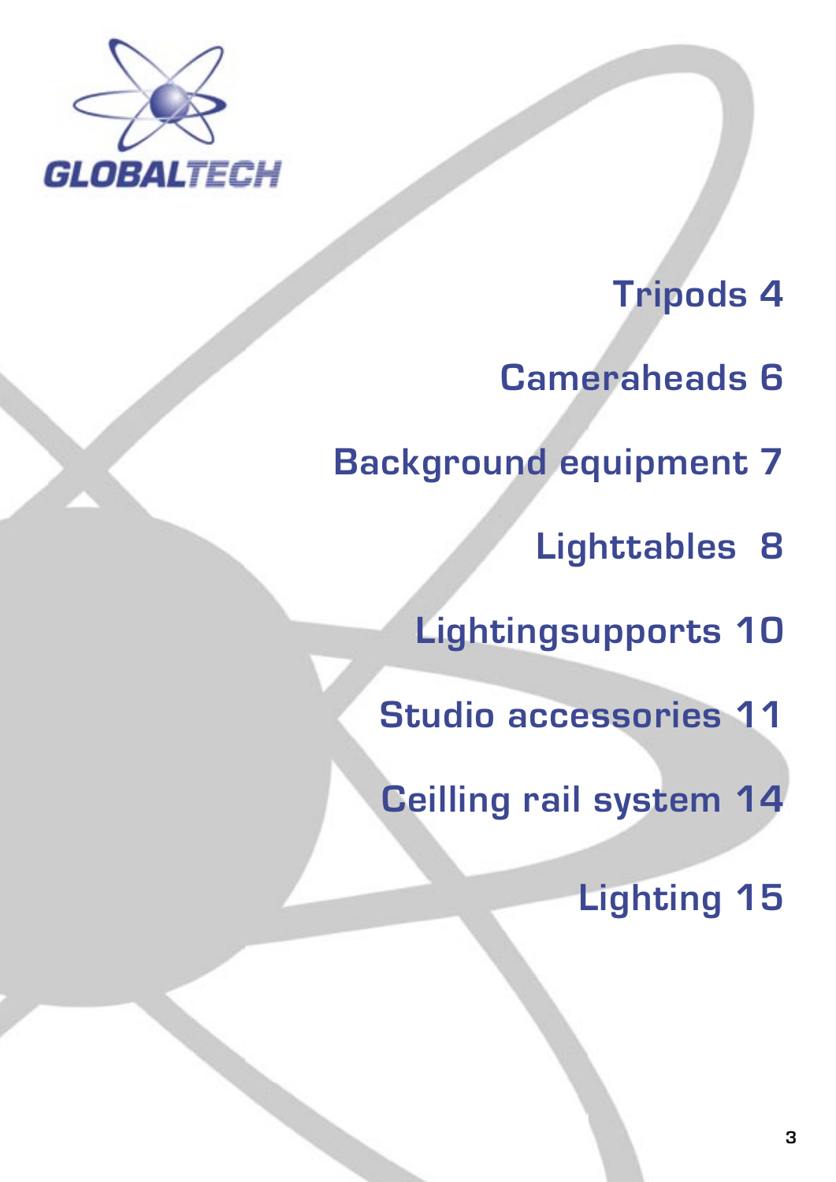GLOBALTECH

Tripods 4

Cameraheads 6

Background equipment 7

Lighttables 8

Lightingsupports 10

Studio accessories 11

Ceilling rail system 14

Lighting 15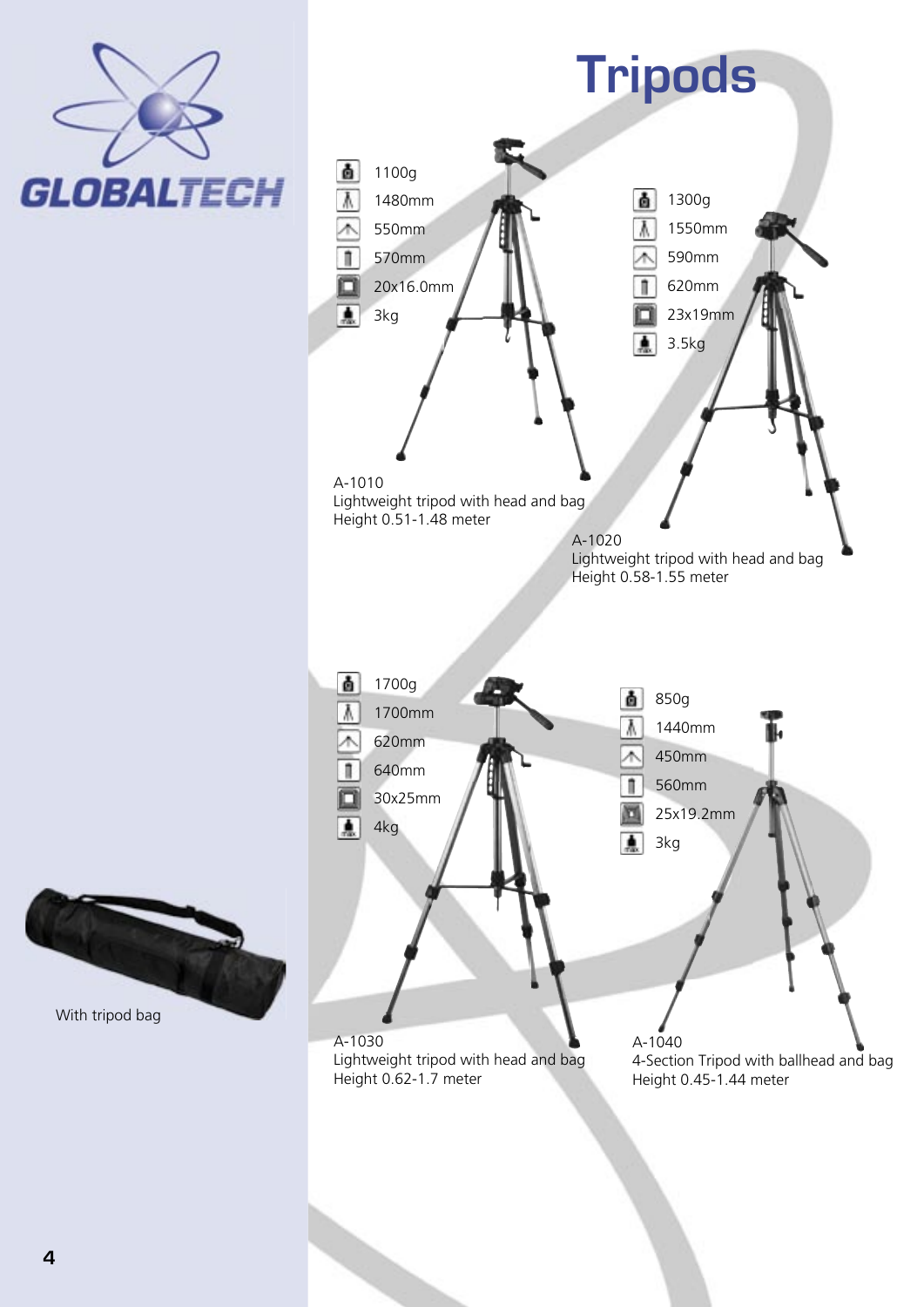# Tripods

1100g
1480mm
550mm
570mm
20x16.0mm
3kg

A-1010
Lightweight tripod with head and bag
Height 0.51-1.48 meter

1300g
1550mm
590mm
620mm
23x19mm
3.5kg

A-1020
Lightweight tripod with head and bag
Height 0.58-1.55 meter

1700g
1700mm
620mm
640mm
30x25mm
4kg

A-1030
Lightweight tripod with head and bag
Height 0.62-1.7 meter

850g
1440mm
450mm
560mm
25x19.2mm
3kg

A-1040
4-Section Tripod with ballhead and bag
Height 0.45-1.44 meter

With tripod bag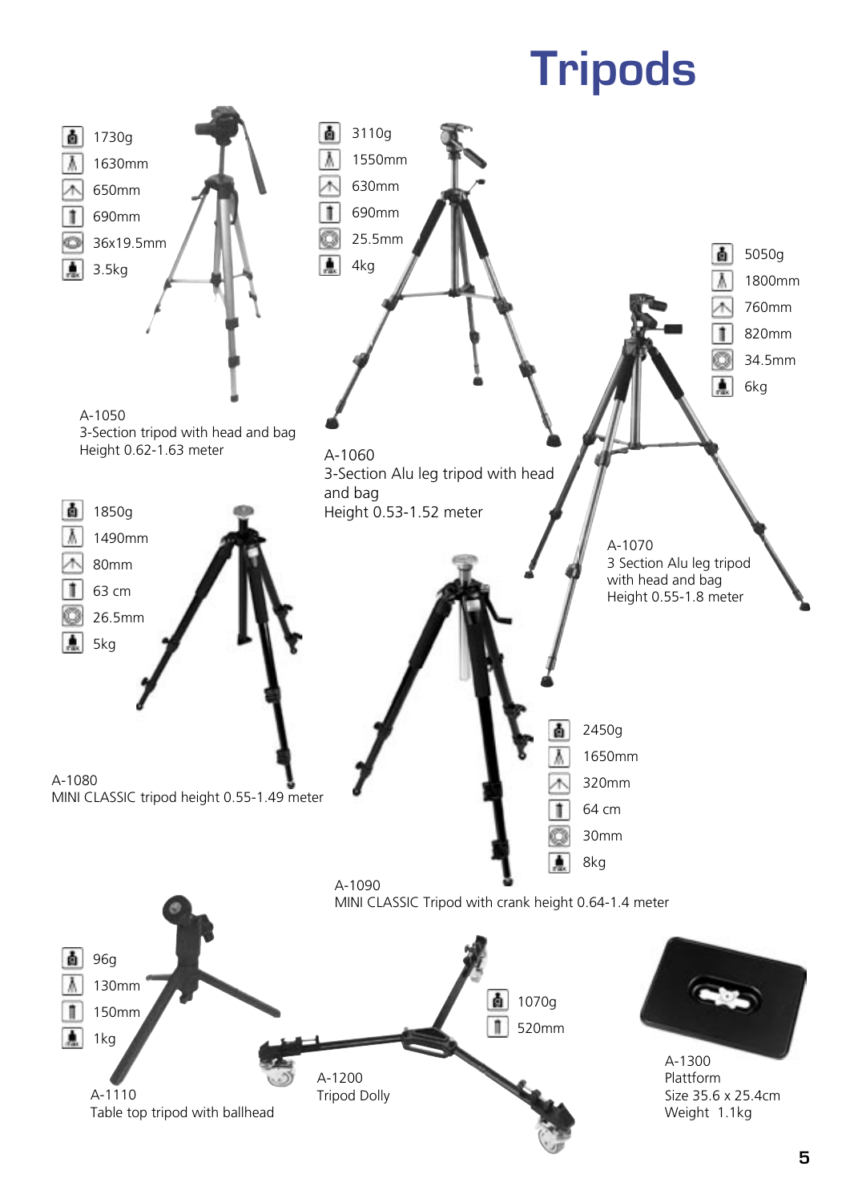# Tripods

1730g
1630mm
650mm
690mm
36x19.5mm
3.5kg

A-1050
3-Section tripod with head and bag
Height 0.62-1.63 meter

3110g
1550mm
630mm
690mm
25.5mm
4kg

A-1060
3-Section Alu leg tripod with head and bag
Height 0.53-1.52 meter

5050g
1800mm
760mm
820mm
34.5mm
6kg

A-1070
3 Section Alu leg tripod with head and bag
Height 0.55-1.8 meter

1850g
1490mm
80mm
63 cm
26.5mm
5kg

A-1080
MINI CLASSIC tripod height 0.55-1.49 meter

2450g
1650mm
320mm
64 cm
30mm
8kg

A-1090
MINI CLASSIC Tripod with crank height 0.64-1.4 meter

96g
130mm
150mm
1kg

A-1110
Table top tripod with ballhead

1070g
520mm

A-1200
Tripod Dolly

A-1300
Plattform
Size 35.6 x 25.4cm
Weight 1.1kg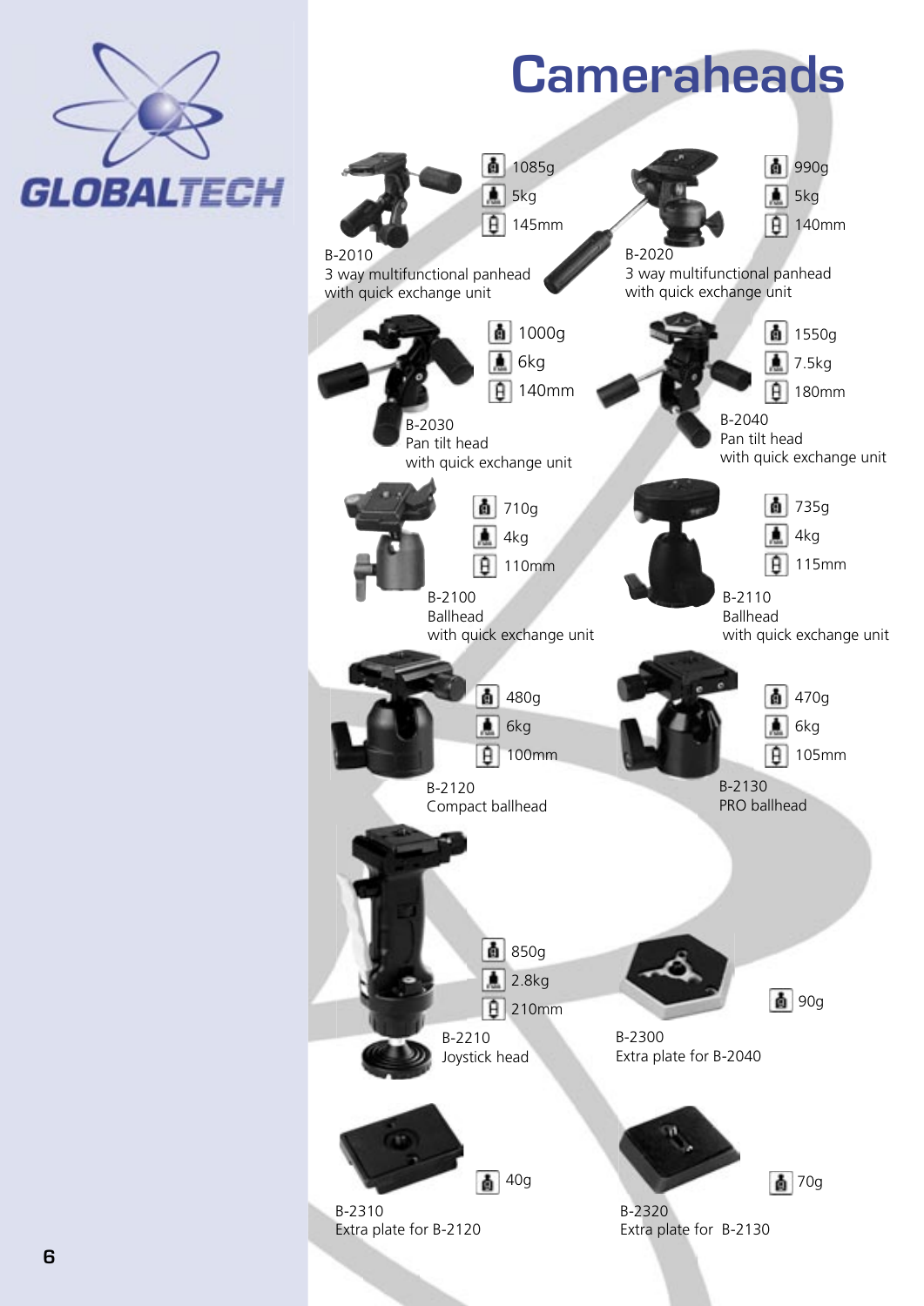# Cameraheads

**GLOBALTECH**

B-2010
3 way multifunctional panhead
with quick exchange unit

- 1085g
- 5kg
- 145mm

B-2020
3 way multifunctional panhead
with quick exchange unit

- 990g
- 5kg
- 140mm

B-2030
Pan tilt head
with quick exchange unit

- 1000g
- 6kg
- 140mm

B-2040
Pan tilt head
with quick exchange unit

- 1550g
- 7.5kg
- 180mm

B-2100
Ballhead
with quick exchange unit

- 710g
- 4kg
- 110mm

B-2110
Ballhead
with quick exchange unit

- 735g
- 4kg
- 115mm

B-2120
Compact ballhead

- 480g
- 6kg
- 100mm

B-2130
PRO ballhead

- 470g
- 6kg
- 105mm

B-2210
Joystick head

- 850g
- 2.8kg
- 210mm

B-2300
Extra plate for B-2040

- 90g

B-2310
Extra plate for B-2120

- 40g

B-2320
Extra plate for B-2130

- 70g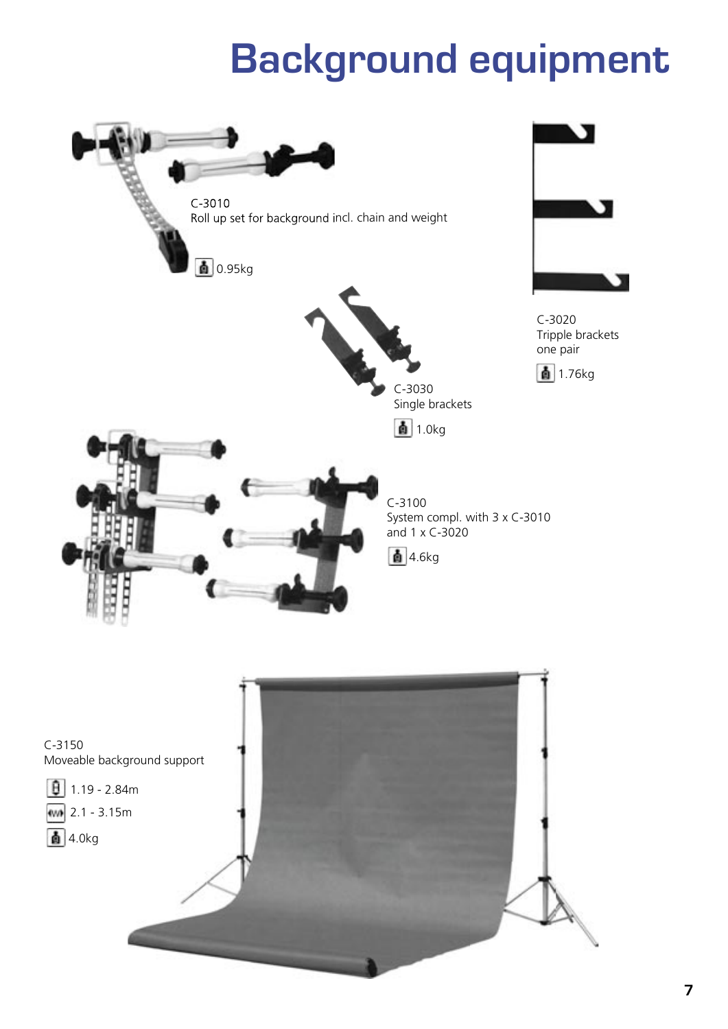# Background equipment

C-3010
Roll up set for background incl. chain and weight

0.95kg

C-3020
Tripple brackets
one pair

1.76kg

C-3030
Single brackets

1.0kg

C-3100
System compl. with 3 x C-3010
and 1 x C-3020

4.6kg

C-3150
Moveable background support

1.19 - 2.84m

2.1 - 3.15m

4.0kg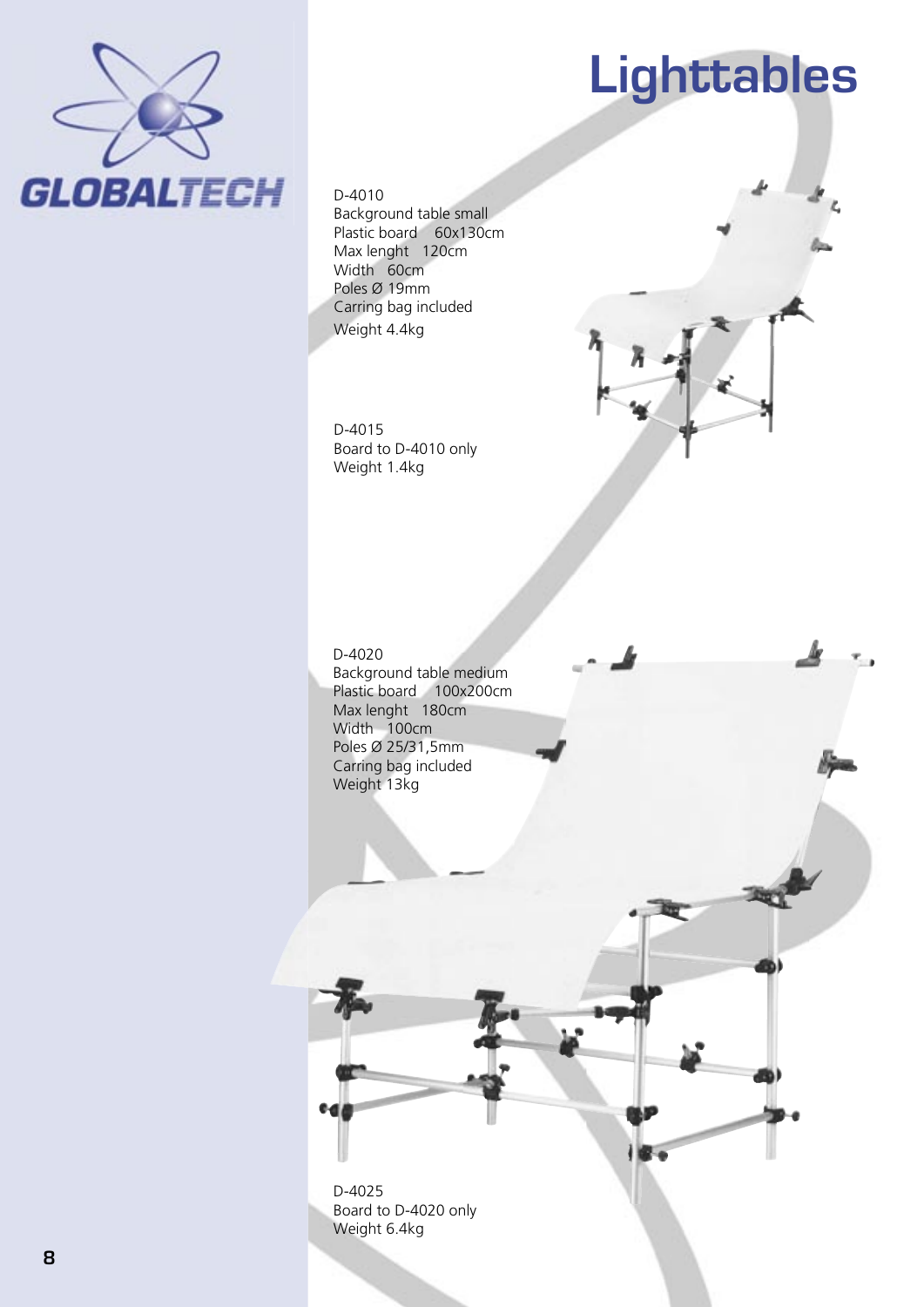# Lighttables

D-4010
Background table small
Plastic board  60x130cm
Max lenght  120cm
Width  60cm
Poles Ø 19mm
Carring bag included
Weight 4.4kg

D-4015
Board to D-4010 only
Weight 1.4kg

D-4020
Background table medium
Plastic board  100x200cm
Max lenght  180cm
Width  100cm
Poles Ø 25/31,5mm
Carring bag included
Weight 13kg

D-4025
Board to D-4020 only
Weight 6.4kg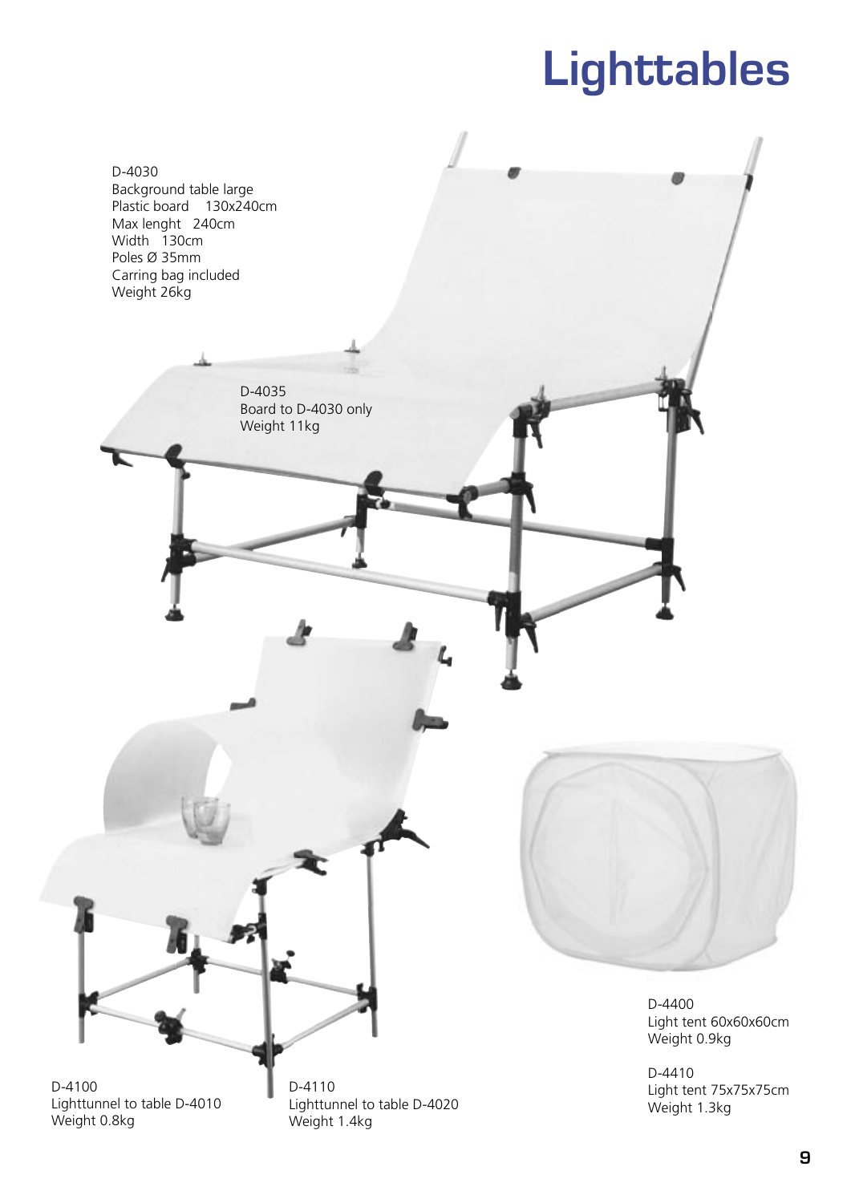# Lighttables

D-4030
Background table large
Plastic board   130x240cm
Max lenght   240cm
Width   130cm
Poles Ø 35mm
Carring bag included
Weight 26kg

D-4035
Board to D-4030 only
Weight 11kg

D-4400
Light tent 60x60x60cm
Weight 0.9kg

D-4410
Light tent 75x75x75cm
Weight 1.3kg

D-4100
Lighttunnel to table D-4010
Weight 0.8kg

D-4110
Lighttunnel to table D-4020
Weight 1.4kg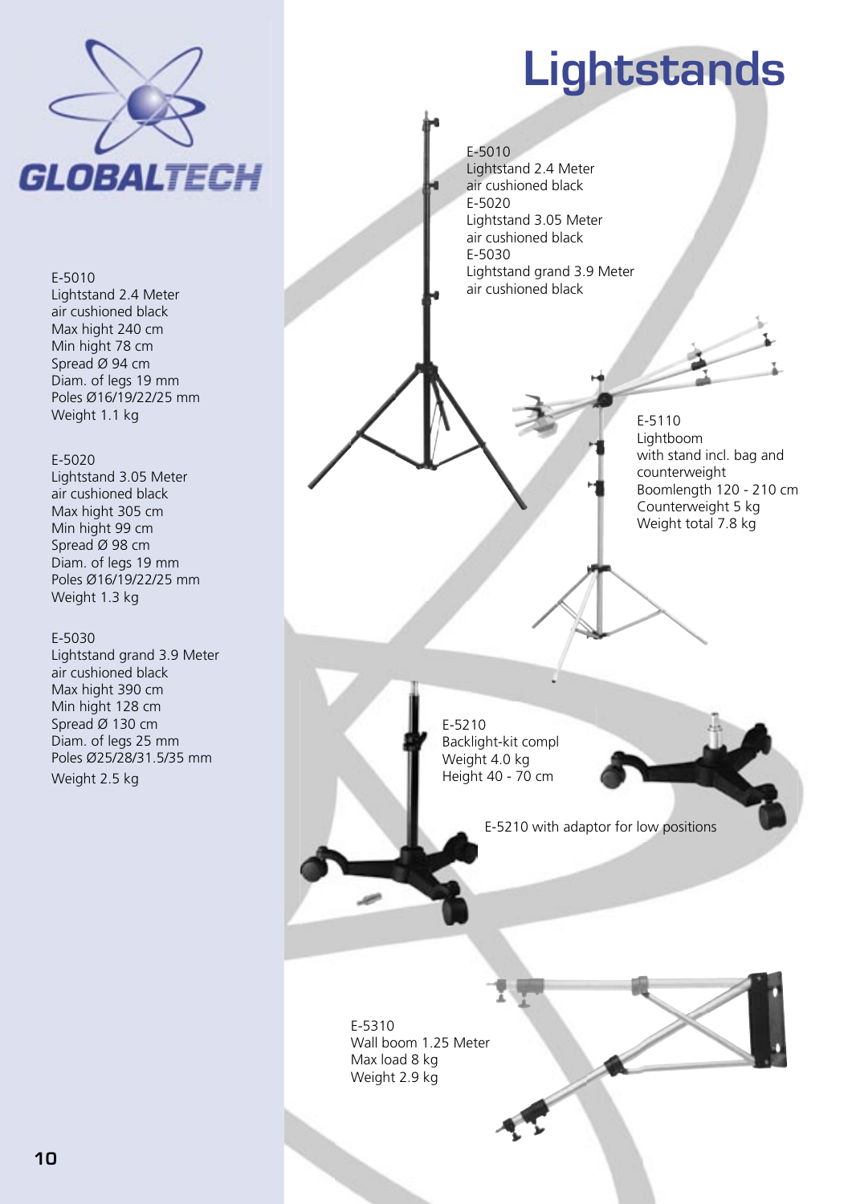# Lightstands

E-5010
Lightstand 2.4 Meter
air cushioned black
Max hight 240 cm
Min hight 78 cm
Spread Ø 94 cm
Diam. of legs 19 mm
Poles Ø16/19/22/25 mm
Weight 1.1 kg

E-5020
Lightstand 3.05 Meter
air cushioned black
Max hight 305 cm
Min hight 99 cm
Spread Ø 98 cm
Diam. of legs 19 mm
Poles Ø16/19/22/25 mm
Weight 1.3 kg

E-5030
Lightstand grand 3.9 Meter
air cushioned black
Max hight 390 cm
Min hight 128 cm
Spread Ø 130 cm
Diam. of legs 25 mm
Poles Ø25/28/31.5/35 mm
Weight 2.5 kg

E-5010
Lightstand 2.4 Meter
air cushioned black
E-5020
Lightstand 3.05 Meter
air cushioned black
E-5030
Lightstand grand 3.9 Meter
air cushioned black

E-5110
Lightboom
with stand incl. bag and counterweight
Boomlength 120 - 210 cm
Counterweight 5 kg
Weight total 7.8 kg

E-5210
Backlight-kit compl
Weight 4.0 kg
Height 40 - 70 cm

E-5210 with adaptor for low positions

E-5310
Wall boom 1.25 Meter
Max load 8 kg
Weight 2.9 kg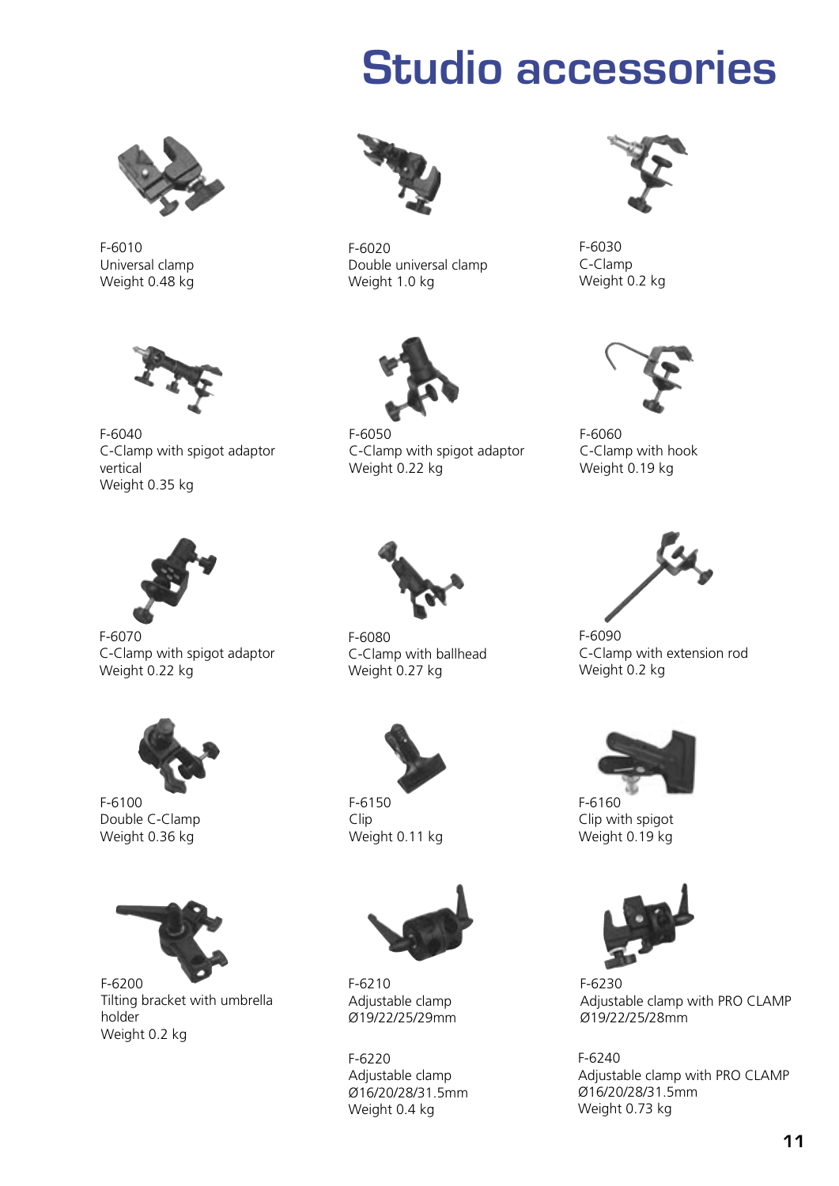# Studio accessories

F-6010
Universal clamp
Weight 0.48 kg

F-6020
Double universal clamp
Weight 1.0 kg

F-6030
C-Clamp
Weight 0.2 kg

F-6040
C-Clamp with spigot adaptor vertical
Weight 0.35 kg

F-6050
C-Clamp with spigot adaptor
Weight 0.22 kg

F-6060
C-Clamp with hook
Weight 0.19 kg

F-6070
C-Clamp with spigot adaptor
Weight 0.22 kg

F-6080
C-Clamp with ballhead
Weight 0.27 kg

F-6090
C-Clamp with extension rod
Weight 0.2 kg

F-6100
Double C-Clamp
Weight 0.36 kg

F-6150
Clip
Weight 0.11 kg

F-6160
Clip with spigot
Weight 0.19 kg

F-6200
Tilting bracket with umbrella holder
Weight 0.2 kg

F-6210
Adjustable clamp
Ø19/22/25/29mm

F-6220
Adjustable clamp
Ø16/20/28/31.5mm
Weight 0.4 kg

F-6230
Adjustable clamp with PRO CLAMP
Ø19/22/25/28mm

F-6240
Adjustable clamp with PRO CLAMP
Ø16/20/28/31.5mm
Weight 0.73 kg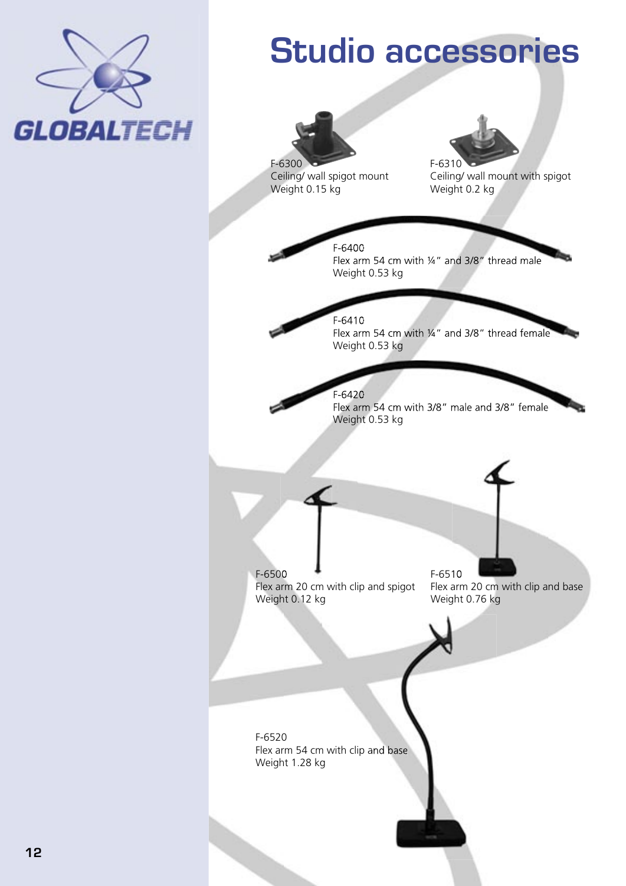# Studio accessories

F-6300
Ceiling/ wall spigot mount
Weight 0.15 kg

F-6310
Ceiling/ wall mount with spigot
Weight 0.2 kg

F-6400
Flex arm 54 cm with ¼" and 3/8" thread male
Weight 0.53 kg

F-6410
Flex arm 54 cm with ¼" and 3/8" thread female
Weight 0.53 kg

F-6420
Flex arm 54 cm with 3/8" male and 3/8" female
Weight 0.53 kg

F-6500
Flex arm 20 cm with clip and spigot
Weight 0.12 kg

F-6510
Flex arm 20 cm with clip and base
Weight 0.76 kg

F-6520
Flex arm 54 cm with clip and base
Weight 1.28 kg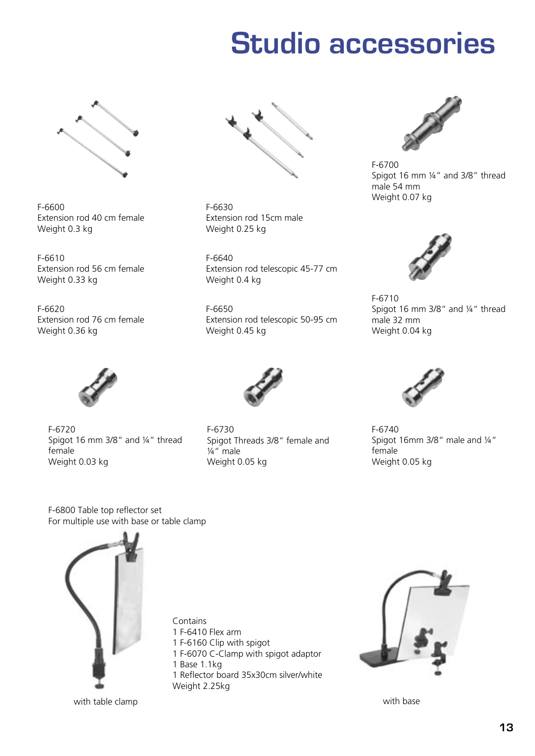# Studio accessories

F-6600
Extension rod 40 cm female
Weight 0.3 kg

F-6610
Extension rod 56 cm female
Weight 0.33 kg

F-6620
Extension rod 76 cm female
Weight 0.36 kg

F-6630
Extension rod 15cm male
Weight 0.25 kg

F-6640
Extension rod telescopic 45-77 cm
Weight 0.4 kg

F-6650
Extension rod telescopic 50-95 cm
Weight 0.45 kg

F-6700
Spigot 16 mm ¼" and 3/8" thread male 54 mm
Weight 0.07 kg

F-6710
Spigot 16 mm 3/8" and ¼" thread male 32 mm
Weight 0.04 kg

F-6720
Spigot 16 mm 3/8" and ¼" thread female
Weight 0.03 kg

F-6730
Spigot Threads 3/8" female and ¼" male
Weight 0.05 kg

F-6740
Spigot 16mm 3/8" male and ¼" female
Weight 0.05 kg

F-6800 Table top reflector set
For multiple use with base or table clamp

with table clamp

Contains
1 F-6410 Flex arm
1 F-6160 Clip with spigot
1 F-6070 C-Clamp with spigot adaptor
1 Base 1.1kg
1 Reflector board 35x30cm silver/white
Weight 2.25kg

with base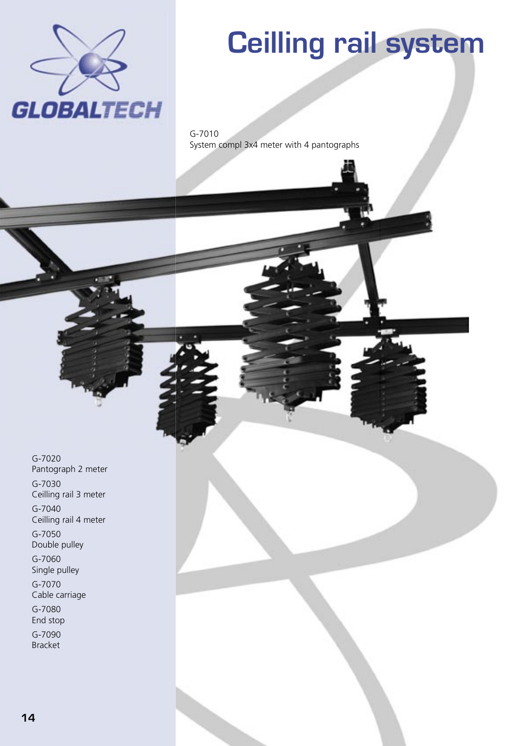# Ceilling rail system

G-7010
System compl 3x4 meter with 4 pantographs

G-7020
Pantograph 2 meter

G-7030
Ceilling rail 3 meter

G-7040
Ceilling rail 4 meter

G-7050
Double pulley

G-7060
Single pulley

G-7070
Cable carriage

G-7080
End stop

G-7090
Bracket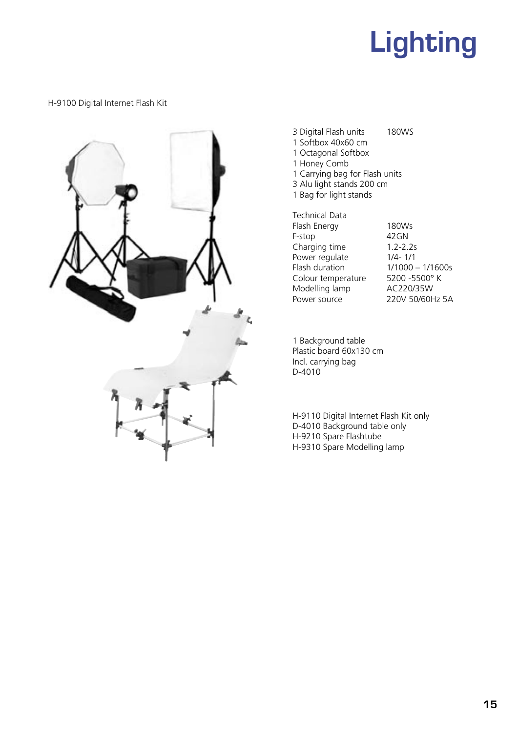# Lighting

H-9100 Digital Internet Flash Kit

| | |
|---|---|
| 3 Digital Flash units | 180WS |
| 1 Softbox 40x60 cm | |
| 1 Octagonal Softbox | |
| 1 Honey Comb | |
| 1 Carrying bag for Flash units | |
| 3 Alu light stands 200 cm | |
| 1 Bag for light stands | |

| Technical Data | |
|---|---|
| Flash Energy | 180Ws |
| F-stop | 42GN |
| Charging time | 1.2-2.2s |
| Power regulate | 1/4- 1/1 |
| Flash duration | 1/1000 – 1/1600s |
| Colour temperature | 5200 -5500° K |
| Modelling lamp | AC220/35W |
| Power source | 220V 50/60Hz 5A |

1 Background table
Plastic board 60x130 cm
Incl. carrying bag
D-4010

H-9110 Digital Internet Flash Kit only
D-4010 Background table only
H-9210 Spare Flashtube
H-9310 Spare Modelling lamp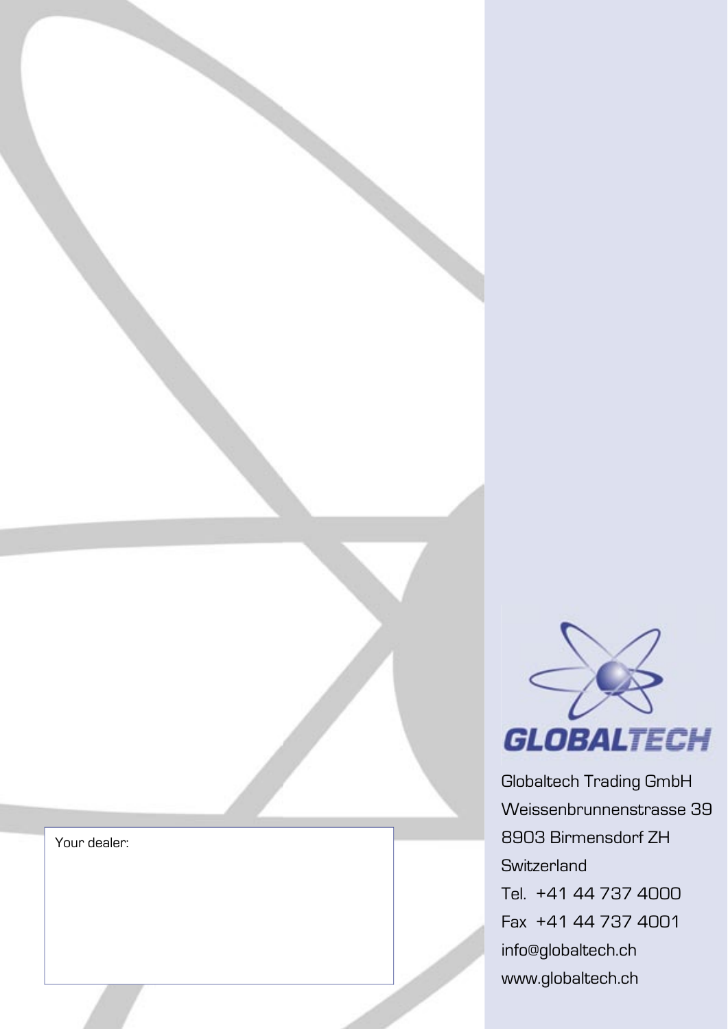Your dealer:

GLOBALTECH

Globaltech Trading GmbH
Weissenbrunnenstrasse 39
8903 Birmensdorf ZH
Switzerland
Tel. +41 44 737 4000
Fax +41 44 737 4001
info@globaltech.ch
www.globaltech.ch